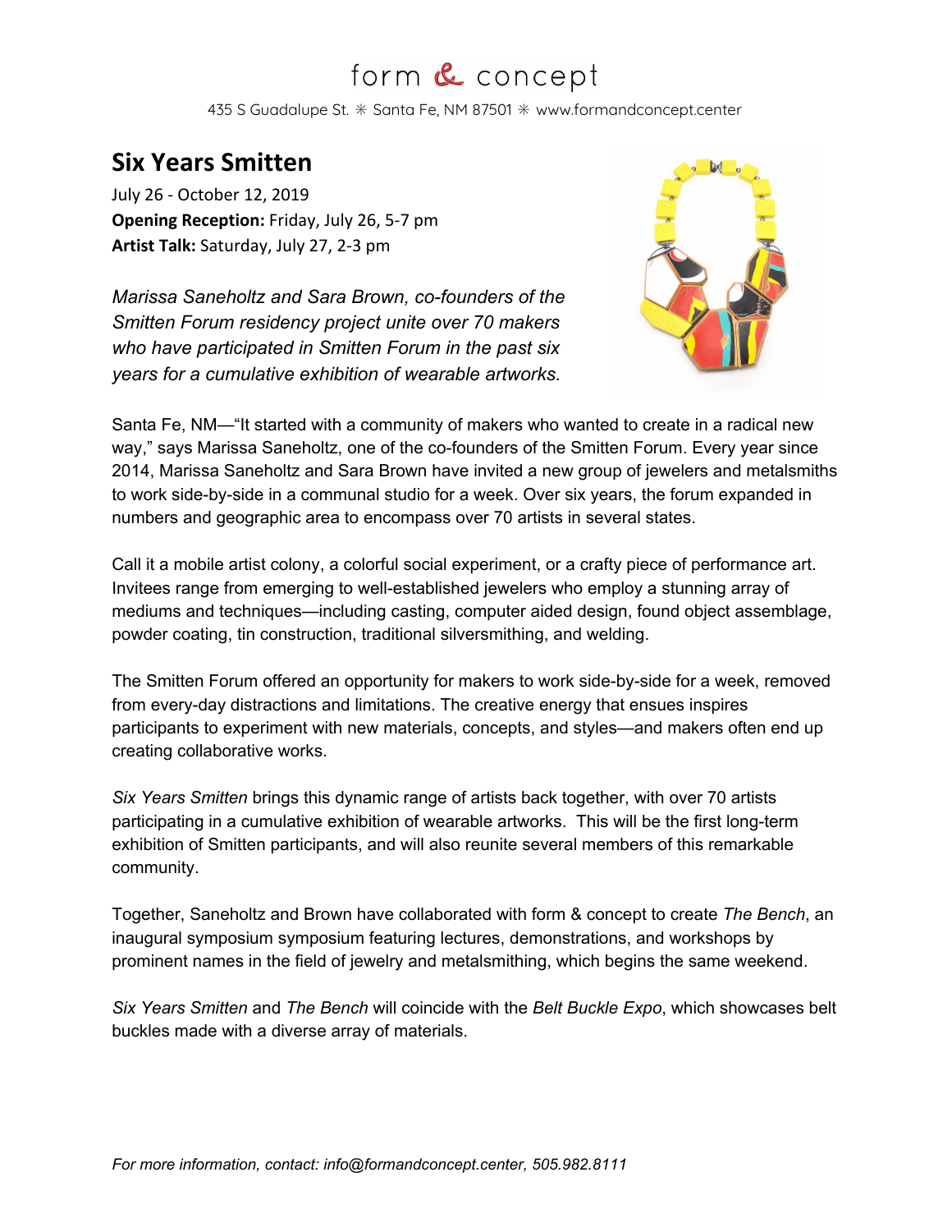form & concept

435 S Guadalupe St. ✳ Santa Fe, NM 87501 ✳ www.formandconcept.center

# Six Years Smitten

July 26 - October 12, 2019

**Opening Reception:** Friday, July 26, 5-7 pm

**Artist Talk:** Saturday, July 27, 2-3 pm

*Marissa Saneholtz and Sara Brown, co-founders of the Smitten Forum residency project unite over 70 makers who have participated in Smitten Forum in the past six years for a cumulative exhibition of wearable artworks.*

Santa Fe, NM—"It started with a community of makers who wanted to create in a radical new way," says Marissa Saneholtz, one of the co-founders of the Smitten Forum. Every year since 2014, Marissa Saneholtz and Sara Brown have invited a new group of jewelers and metalsmiths to work side-by-side in a communal studio for a week. Over six years, the forum expanded in numbers and geographic area to encompass over 70 artists in several states.

Call it a mobile artist colony, a colorful social experiment, or a crafty piece of performance art. Invitees range from emerging to well-established jewelers who employ a stunning array of mediums and techniques—including casting, computer aided design, found object assemblage, powder coating, tin construction, traditional silversmithing, and welding.

The Smitten Forum offered an opportunity for makers to work side-by-side for a week, removed from every-day distractions and limitations. The creative energy that ensues inspires participants to experiment with new materials, concepts, and styles—and makers often end up creating collaborative works.

*Six Years Smitten* brings this dynamic range of artists back together, with over 70 artists participating in a cumulative exhibition of wearable artworks. This will be the first long-term exhibition of Smitten participants, and will also reunite several members of this remarkable community.

Together, Saneholtz and Brown have collaborated with form & concept to create *The Bench*, an inaugural symposium symposium featuring lectures, demonstrations, and workshops by prominent names in the field of jewelry and metalsmithing, which begins the same weekend.

*Six Years Smitten* and *The Bench* will coincide with the *Belt Buckle Expo*, which showcases belt buckles made with a diverse array of materials.

*For more information, contact: info@formandconcept.center, 505.982.8111*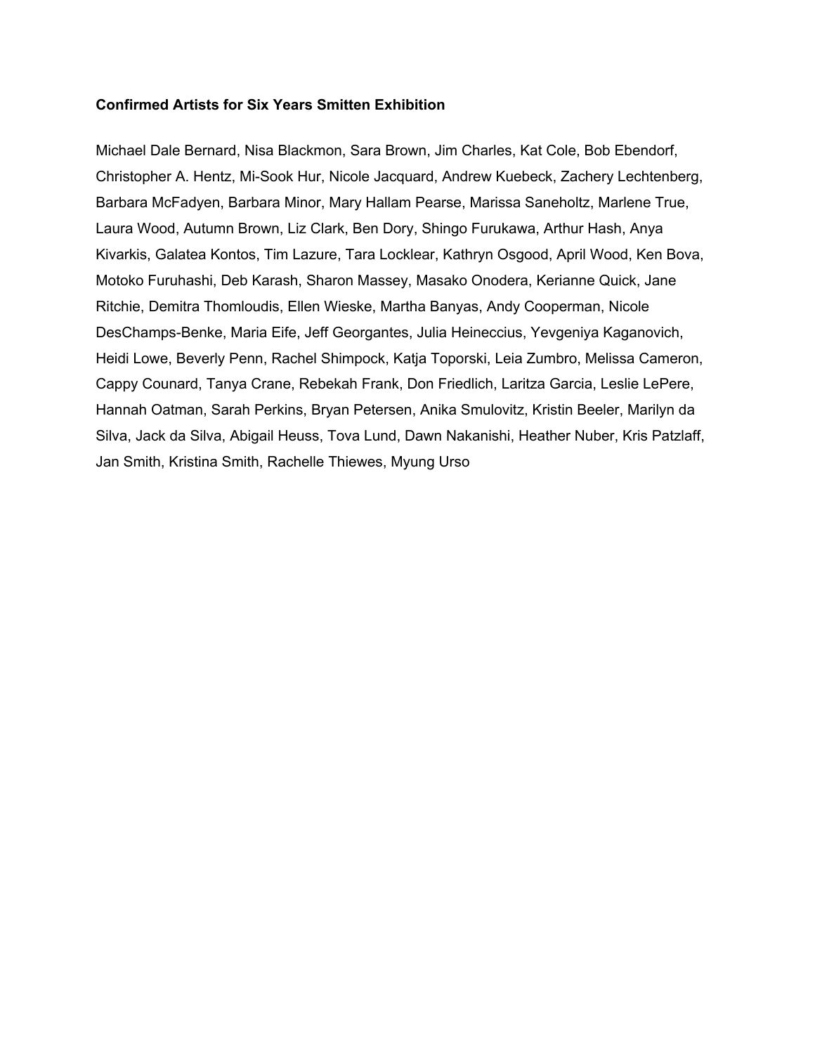**Confirmed Artists for Six Years Smitten Exhibition**

Michael Dale Bernard, Nisa Blackmon, Sara Brown, Jim Charles, Kat Cole, Bob Ebendorf, Christopher A. Hentz, Mi-Sook Hur, Nicole Jacquard, Andrew Kuebeck, Zachery Lechtenberg, Barbara McFadyen, Barbara Minor, Mary Hallam Pearse, Marissa Saneholtz, Marlene True, Laura Wood, Autumn Brown, Liz Clark, Ben Dory, Shingo Furukawa, Arthur Hash, Anya Kivarkis, Galatea Kontos, Tim Lazure, Tara Locklear, Kathryn Osgood, April Wood, Ken Bova, Motoko Furuhashi, Deb Karash, Sharon Massey, Masako Onodera, Kerianne Quick, Jane Ritchie, Demitra Thomloudis, Ellen Wieske, Martha Banyas, Andy Cooperman, Nicole DesChamps-Benke, Maria Eife, Jeff Georgantes, Julia Heineccius, Yevgeniya Kaganovich, Heidi Lowe, Beverly Penn, Rachel Shimpock, Katja Toporski, Leia Zumbro, Melissa Cameron, Cappy Counard, Tanya Crane, Rebekah Frank, Don Friedlich, Laritza Garcia, Leslie LePere, Hannah Oatman, Sarah Perkins, Bryan Petersen, Anika Smulovitz, Kristin Beeler, Marilyn da Silva, Jack da Silva, Abigail Heuss, Tova Lund, Dawn Nakanishi, Heather Nuber, Kris Patzlaff, Jan Smith, Kristina Smith, Rachelle Thiewes, Myung Urso